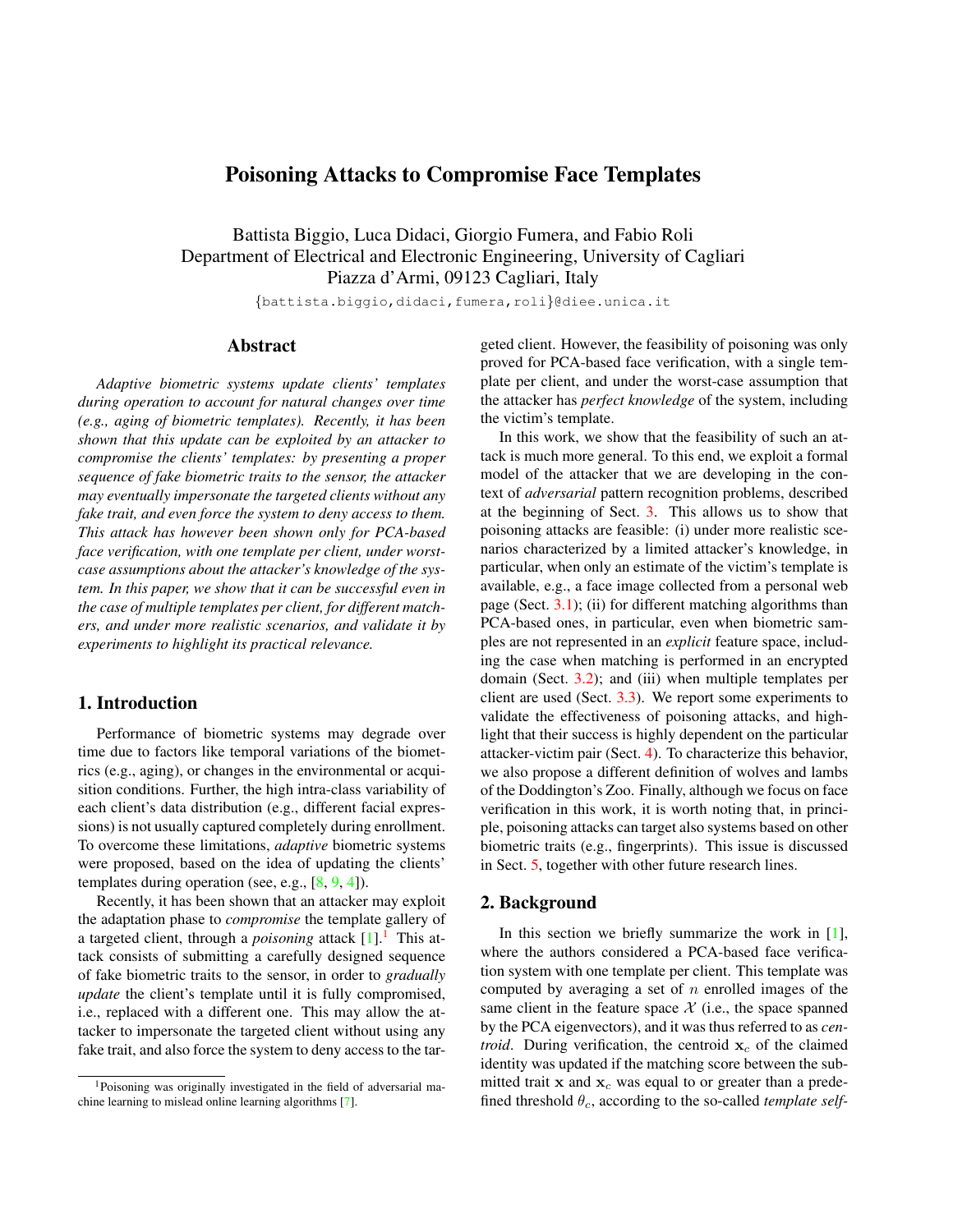# Poisoning Attacks to Compromise Face Templates

Battista Biggio, Luca Didaci, Giorgio Fumera, and Fabio Roli
Department of Electrical and Electronic Engineering, University of Cagliari
Piazza d'Armi, 09123 Cagliari, Italy

{battista.biggio,didaci,fumera,roli}@diee.unica.it

## Abstract

*Adaptive biometric systems update clients' templates during operation to account for natural changes over time (e.g., aging of biometric templates). Recently, it has been shown that this update can be exploited by an attacker to compromise the clients' templates: by presenting a proper sequence of fake biometric traits to the sensor, the attacker may eventually impersonate the targeted clients without any fake trait, and even force the system to deny access to them. This attack has however been shown only for PCA-based face verification, with one template per client, under worst-case assumptions about the attacker's knowledge of the system. In this paper, we show that it can be successful even in the case of multiple templates per client, for different matchers, and under more realistic scenarios, and validate it by experiments to highlight its practical relevance.*

## 1. Introduction

Performance of biometric systems may degrade over time due to factors like temporal variations of the biometrics (e.g., aging), or changes in the environmental or acquisition conditions. Further, the high intra-class variability of each client's data distribution (e.g., different facial expressions) is not usually captured completely during enrollment. To overcome these limitations, *adaptive* biometric systems were proposed, based on the idea of updating the clients' templates during operation (see, e.g., [8, 9, 4]).

Recently, it has been shown that an attacker may exploit the adaptation phase to *compromise* the template gallery of a targeted client, through a *poisoning* attack [1].[1] This attack consists of submitting a carefully designed sequence of fake biometric traits to the sensor, in order to *gradually update* the client's template until it is fully compromised, i.e., replaced with a different one. This may allow the attacker to impersonate the targeted client without using any fake trait, and also force the system to deny access to the targeted client. However, the feasibility of poisoning was only proved for PCA-based face verification, with a single template per client, and under the worst-case assumption that the attacker has *perfect knowledge* of the system, including the victim's template.

In this work, we show that the feasibility of such an attack is much more general. To this end, we exploit a formal model of the attacker that we are developing in the context of *adversarial* pattern recognition problems, described at the beginning of Sect. 3. This allows us to show that poisoning attacks are feasible: (i) under more realistic scenarios characterized by a limited attacker's knowledge, in particular, when only an estimate of the victim's template is available, e.g., a face image collected from a personal web page (Sect. 3.1); (ii) for different matching algorithms than PCA-based ones, in particular, even when biometric samples are not represented in an *explicit* feature space, including the case when matching is performed in an encrypted domain (Sect. 3.2); and (iii) when multiple templates per client are used (Sect. 3.3). We report some experiments to validate the effectiveness of poisoning attacks, and highlight that their success is highly dependent on the particular attacker-victim pair (Sect. 4). To characterize this behavior, we also propose a different definition of wolves and lambs of the Doddington's Zoo. Finally, although we focus on face verification in this work, it is worth noting that, in principle, poisoning attacks can target also systems based on other biometric traits (e.g., fingerprints). This issue is discussed in Sect. 5, together with other future research lines.

## 2. Background

In this section we briefly summarize the work in [1], where the authors considered a PCA-based face verification system with one template per client. This template was computed by averaging a set of $n$ enrolled images of the same client in the feature space $\mathcal{X}$ (i.e., the space spanned by the PCA eigenvectors), and it was thus referred to as *centroid*. During verification, the centroid $\mathbf{x}_c$ of the claimed identity was updated if the matching score between the submitted trait $\mathbf{x}$ and $\mathbf{x}_c$ was equal to or greater than a predefined threshold $\theta_c$, according to the so-called *template self-*

[1] Poisoning was originally investigated in the field of adversarial machine learning to mislead online learning algorithms [7].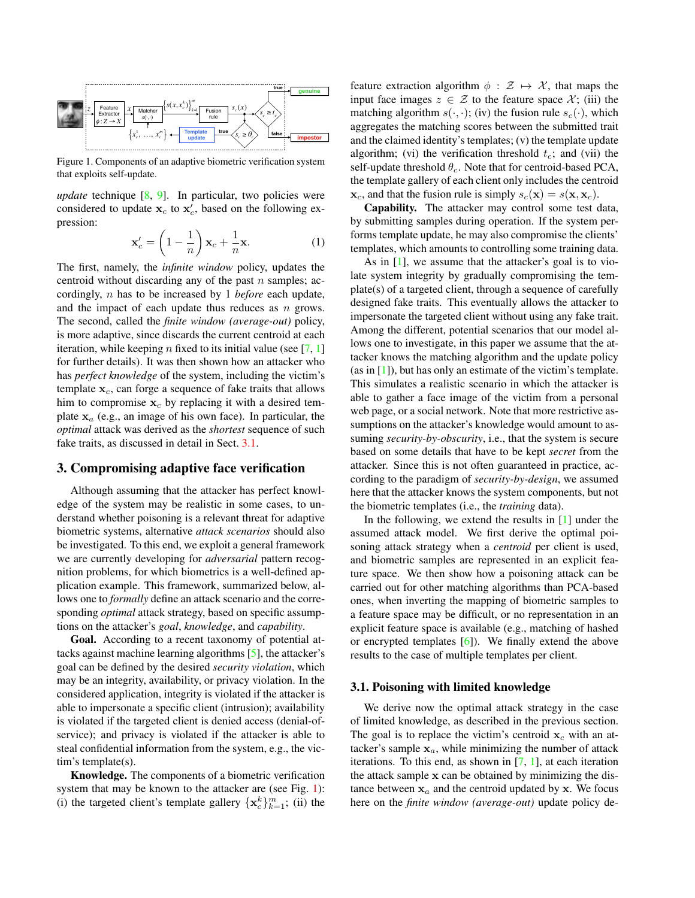Figure 1. Components of an adaptive biometric verification system that exploits self-update.

*update* technique [8, 9]. In particular, two policies were considered to update $\mathbf{x}_c$ to $\mathbf{x}'_c$, based on the following expression:

$$\mathbf{x}'_c = \left(1 - \frac{1}{n}\right)\mathbf{x}_c + \frac{1}{n}\mathbf{x}. \tag{1}$$

The first, namely, the *infinite window* policy, updates the centroid without discarding any of the past $n$ samples; accordingly, $n$ has to be increased by 1 *before* each update, and the impact of each update thus reduces as $n$ grows. The second, called the *finite window (average-out)* policy, is more adaptive, since discards the current centroid at each iteration, while keeping $n$ fixed to its initial value (see [7, 1] for further details). It was then shown how an attacker who has *perfect knowledge* of the system, including the victim's template $\mathbf{x}_c$, can forge a sequence of fake traits that allows him to compromise $\mathbf{x}_c$ by replacing it with a desired template $\mathbf{x}_a$ (e.g., an image of his own face). In particular, the *optimal* attack was derived as the *shortest* sequence of such fake traits, as discussed in detail in Sect. 3.1.

## 3. Compromising adaptive face verification

Although assuming that the attacker has perfect knowledge of the system may be realistic in some cases, to understand whether poisoning is a relevant threat for adaptive biometric systems, alternative *attack scenarios* should also be investigated. To this end, we exploit a general framework we are currently developing for *adversarial* pattern recognition problems, for which biometrics is a well-defined application example. This framework, summarized below, allows one to *formally* define an attack scenario and the corresponding *optimal* attack strategy, based on specific assumptions on the attacker's *goal*, *knowledge*, and *capability*.

**Goal.** According to a recent taxonomy of potential attacks against machine learning algorithms [5], the attacker's goal can be defined by the desired *security violation*, which may be an integrity, availability, or privacy violation. In the considered application, integrity is violated if the attacker is able to impersonate a specific client (intrusion); availability is violated if the targeted client is denied access (denial-of-service); and privacy is violated if the attacker is able to steal confidential information from the system, e.g., the victim's template(s).

**Knowledge.** The components of a biometric verification system that may be known to the attacker are (see Fig. 1): (i) the targeted client's template gallery $\{\mathbf{x}_c^k\}_{k=1}^m$; (ii) the feature extraction algorithm $\phi : \mathcal{Z} \mapsto \mathcal{X}$, that maps the input face images $z \in \mathcal{Z}$ to the feature space $\mathcal{X}$; (iii) the matching algorithm $s(\cdot, \cdot)$; (iv) the fusion rule $s_c(\cdot)$, which aggregates the matching scores between the submitted trait and the claimed identity's templates; (v) the template update algorithm; (vi) the verification threshold $t_c$; and (vii) the self-update threshold $\theta_c$. Note that for centroid-based PCA, the template gallery of each client only includes the centroid $\mathbf{x}_c$, and that the fusion rule is simply $s_c(\mathbf{x}) = s(\mathbf{x}, \mathbf{x}_c)$.

**Capability.** The attacker may control some test data, by submitting samples during operation. If the system performs template update, he may also compromise the clients' templates, which amounts to controlling some training data.

As in [1], we assume that the attacker's goal is to violate system integrity by gradually compromising the template(s) of a targeted client, through a sequence of carefully designed fake traits. This eventually allows the attacker to impersonate the targeted client without using any fake trait. Among the different, potential scenarios that our model allows one to investigate, in this paper we assume that the attacker knows the matching algorithm and the update policy (as in [1]), but has only an estimate of the victim's template. This simulates a realistic scenario in which the attacker is able to gather a face image of the victim from a personal web page, or a social network. Note that more restrictive assumptions on the attacker's knowledge would amount to assuming *security-by-obscurity*, i.e., that the system is secure based on some details that have to be kept *secret* from the attacker. Since this is not often guaranteed in practice, according to the paradigm of *security-by-design*, we assumed here that the attacker knows the system components, but not the biometric templates (i.e., the *training* data).

In the following, we extend the results in [1] under the assumed attack model. We first derive the optimal poisoning attack strategy when a *centroid* per client is used, and biometric samples are represented in an explicit feature space. We then show how a poisoning attack can be carried out for other matching algorithms than PCA-based ones, when inverting the mapping of biometric samples to a feature space may be difficult, or no representation in an explicit feature space is available (e.g., matching of hashed or encrypted templates [6]). We finally extend the above results to the case of multiple templates per client.

### 3.1. Poisoning with limited knowledge

We derive now the optimal attack strategy in the case of limited knowledge, as described in the previous section. The goal is to replace the victim's centroid $\mathbf{x}_c$ with an attacker's sample $\mathbf{x}_a$, while minimizing the number of attack iterations. To this end, as shown in [7, 1], at each iteration the attack sample $\mathbf{x}$ can be obtained by minimizing the distance between $\mathbf{x}_a$ and the centroid updated by $\mathbf{x}$. We focus here on the *finite window (average-out)* update policy de-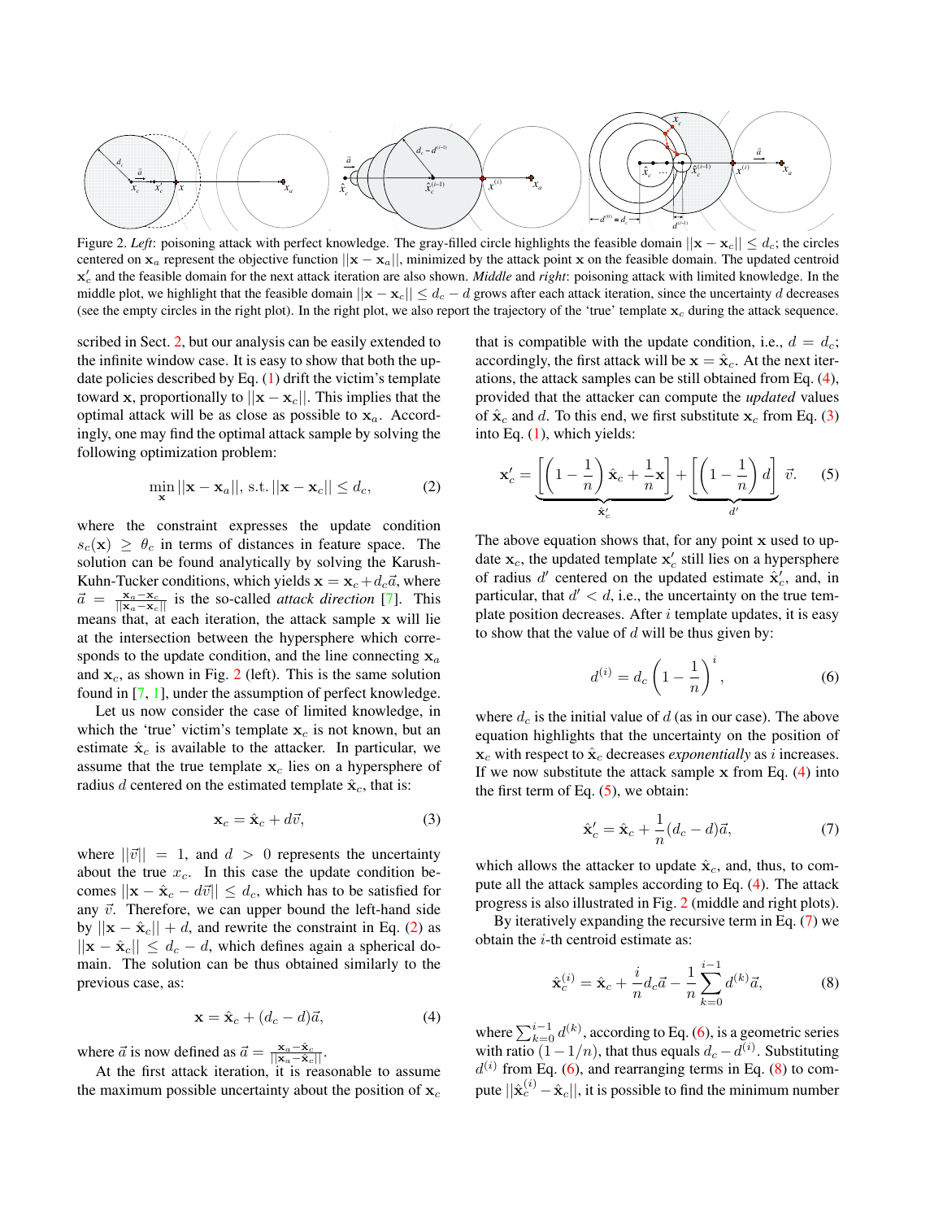Figure 2. *Left*: poisoning attack with perfect knowledge. The gray-filled circle highlights the feasible domain $||\mathbf{x} - \mathbf{x}_c|| \leq d_c$; the circles centered on $\mathbf{x}_a$ represent the objective function $||\mathbf{x} - \mathbf{x}_a||$, minimized by the attack point $\mathbf{x}$ on the feasible domain. The updated centroid $\mathbf{x}'_c$ and the feasible domain for the next attack iteration are also shown. *Middle* and *right*: poisoning attack with limited knowledge. In the middle plot, we highlight that the feasible domain $||\mathbf{x} - \mathbf{x}_c|| \leq d_c - d$ grows after each attack iteration, since the uncertainty $d$ decreases (see the empty circles in the right plot). In the right plot, we also report the trajectory of the 'true' template $\mathbf{x}_c$ during the attack sequence.

scribed in Sect. 2, but our analysis can be easily extended to the infinite window case. It is easy to show that both the update policies described by Eq. (1) drift the victim's template toward $\mathbf{x}$, proportionally to $||\mathbf{x} - \mathbf{x}_c||$. This implies that the optimal attack will be as close as possible to $\mathbf{x}_a$. Accordingly, one may find the optimal attack sample by solving the following optimization problem:

$$\min_{\mathbf{x}} ||\mathbf{x} - \mathbf{x}_a||, \text{ s.t. } ||\mathbf{x} - \mathbf{x}_c|| \leq d_c, \tag{2}$$

where the constraint expresses the update condition $s_c(\mathbf{x}) \geq \theta_c$ in terms of distances in feature space. The solution can be found analytically by solving the Karush-Kuhn-Tucker conditions, which yields $\mathbf{x} = \mathbf{x}_c + d_c\vec{a}$, where $\vec{a} = \frac{\mathbf{x}_a - \mathbf{x}_c}{||\mathbf{x}_a - \mathbf{x}_c||}$ is the so-called *attack direction* [7]. This means that, at each iteration, the attack sample $\mathbf{x}$ will lie at the intersection between the hypersphere which corresponds to the update condition, and the line connecting $\mathbf{x}_a$ and $\mathbf{x}_c$, as shown in Fig. 2 (left). This is the same solution found in [7, 1], under the assumption of perfect knowledge.

Let us now consider the case of limited knowledge, in which the 'true' victim's template $\mathbf{x}_c$ is not known, but an estimate $\hat{\mathbf{x}}_c$ is available to the attacker. In particular, we assume that the true template $\mathbf{x}_c$ lies on a hypersphere of radius $d$ centered on the estimated template $\hat{\mathbf{x}}_c$, that is:

$$\mathbf{x}_c = \hat{\mathbf{x}}_c + d\vec{v}, \tag{3}$$

where $||\vec{v}|| = 1$, and $d > 0$ represents the uncertainty about the true $x_c$. In this case the update condition becomes $||\mathbf{x} - \hat{\mathbf{x}}_c - d\vec{v}|| \leq d_c$, which has to be satisfied for any $\vec{v}$. Therefore, we can upper bound the left-hand side by $||\mathbf{x} - \hat{\mathbf{x}}_c|| + d$, and rewrite the constraint in Eq. (2) as $||\mathbf{x} - \hat{\mathbf{x}}_c|| \leq d_c - d$, which defines again a spherical domain. The solution can be thus obtained similarly to the previous case, as:

$$\mathbf{x} = \hat{\mathbf{x}}_c + (d_c - d)\vec{a}, \tag{4}$$

where $\vec{a}$ is now defined as $\vec{a} = \frac{\mathbf{x}_a - \hat{\mathbf{x}}_c}{||\mathbf{x}_a - \hat{\mathbf{x}}_c||}$.

At the first attack iteration, it is reasonable to assume the maximum possible uncertainty about the position of $\mathbf{x}_c$ that is compatible with the update condition, i.e., $d = d_c$; accordingly, the first attack will be $\mathbf{x} = \hat{\mathbf{x}}_c$. At the next iterations, the attack samples can be still obtained from Eq. (4), provided that the attacker can compute the *updated* values of $\hat{\mathbf{x}}_c$ and $d$. To this end, we first substitute $\mathbf{x}_c$ from Eq. (3) into Eq. (1), which yields:

$$\mathbf{x}'_c = \underbrace{\left[\left(1 - \frac{1}{n}\right)\hat{\mathbf{x}}_c + \frac{1}{n}\mathbf{x}\right]}_{\hat{\mathbf{x}}'_c} + \underbrace{\left[\left(1 - \frac{1}{n}\right)d\right]}_{d'}\vec{v}. \tag{5}$$

The above equation shows that, for any point $\mathbf{x}$ used to update $\mathbf{x}_c$, the updated template $\mathbf{x}'_c$ still lies on a hypersphere of radius $d'$ centered on the updated estimate $\hat{\mathbf{x}}'_c$, and, in particular, that $d' < d$, i.e., the uncertainty on the true template position decreases. After $i$ template updates, it is easy to show that the value of $d$ will be thus given by:

$$d^{(i)} = d_c\left(1 - \frac{1}{n}\right)^i, \tag{6}$$

where $d_c$ is the initial value of $d$ (as in our case). The above equation highlights that the uncertainty on the position of $\mathbf{x}_c$ with respect to $\hat{\mathbf{x}}_c$ decreases *exponentially* as $i$ increases. If we now substitute the attack sample $\mathbf{x}$ from Eq. (4) into the first term of Eq. (5), we obtain:

$$\hat{\mathbf{x}}'_c = \hat{\mathbf{x}}_c + \frac{1}{n}(d_c - d)\vec{a}, \tag{7}$$

which allows the attacker to update $\hat{\mathbf{x}}_c$, and, thus, to compute all the attack samples according to Eq. (4). The attack progress is also illustrated in Fig. 2 (middle and right plots).

By iteratively expanding the recursive term in Eq. (7) we obtain the $i$-th centroid estimate as:

$$\hat{\mathbf{x}}^{(i)}_c = \hat{\mathbf{x}}_c + \frac{i}{n}d_c\vec{a} - \frac{1}{n}\sum_{k=0}^{i-1} d^{(k)}\vec{a}, \tag{8}$$

where $\sum_{k=0}^{i-1} d^{(k)}$, according to Eq. (6), is a geometric series with ratio $(1 - 1/n)$, that thus equals $d_c - d^{(i)}$. Substituting $d^{(i)}$ from Eq. (6), and rearranging terms in Eq. (8) to compute $||\hat{\mathbf{x}}^{(i)}_c - \hat{\mathbf{x}}_c||$, it is possible to find the minimum number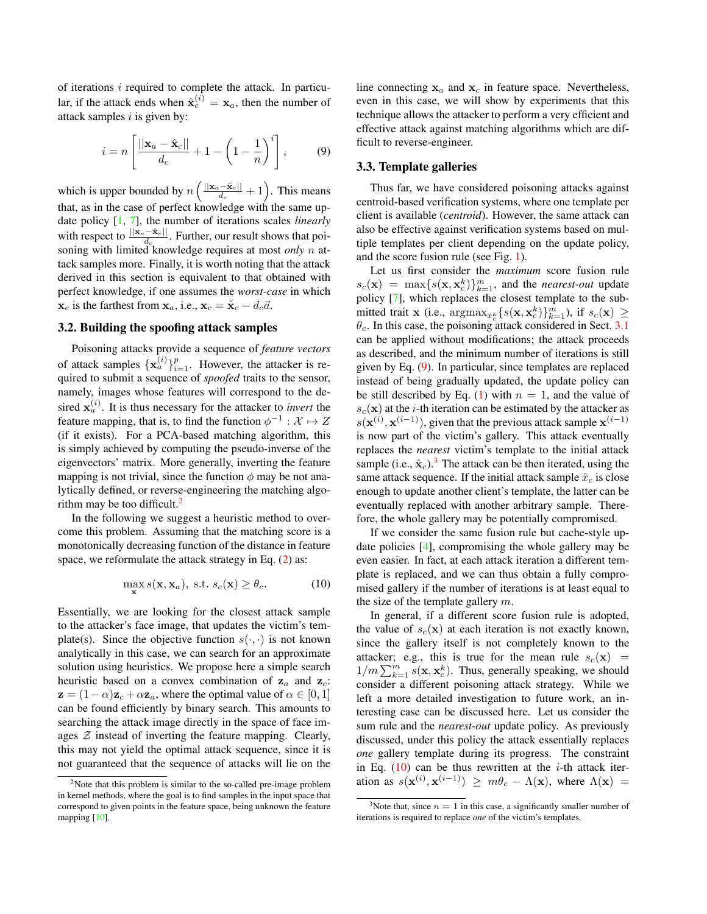of iterations $i$ required to complete the attack. In particular, if the attack ends when $\hat{\mathbf{x}}_c^{(i)} = \mathbf{x}_a$, then the number of attack samples $i$ is given by:

$$i = n \left[ \frac{||\mathbf{x}_a - \hat{\mathbf{x}}_c||}{d_c} + 1 - \left(1 - \frac{1}{n}\right)^i \right], \tag{9}$$

which is upper bounded by $n\left(\frac{||\mathbf{x}_a - \hat{\mathbf{x}}_c||}{d_c} + 1\right)$. This means that, as in the case of perfect knowledge with the same update policy [1, 7], the number of iterations scales *linearly* with respect to $\frac{||\mathbf{x}_a - \hat{\mathbf{x}}_c||}{d_c}$. Further, our result shows that poisoning with limited knowledge requires at most *only* $n$ attack samples more. Finally, it is worth noting that the attack derived in this section is equivalent to that obtained with perfect knowledge, if one assumes the *worst-case* in which $\mathbf{x}_c$ is the farthest from $\mathbf{x}_a$, i.e., $\mathbf{x}_c = \hat{\mathbf{x}}_c - d_c\vec{a}$.

### 3.2. Building the spoofing attack samples

Poisoning attacks provide a sequence of *feature vectors* of attack samples $\{\mathbf{x}_a^{(i)}\}_{i=1}^p$. However, the attacker is required to submit a sequence of *spoofed* traits to the sensor, namely, images whose features will correspond to the desired $\mathbf{x}_a^{(i)}$. It is thus necessary for the attacker to *invert* the feature mapping, that is, to find the function $\phi^{-1} : \mathcal{X} \mapsto Z$ (if it exists). For a PCA-based matching algorithm, this is simply achieved by computing the pseudo-inverse of the eigenvectors' matrix. More generally, inverting the feature mapping is not trivial, since the function $\phi$ may be not analytically defined, or reverse-engineering the matching algorithm may be too difficult.[2]

In the following we suggest a heuristic method to overcome this problem. Assuming that the matching score is a monotonically decreasing function of the distance in feature space, we reformulate the attack strategy in Eq. (2) as:

$$\max_{\mathbf{x}} s(\mathbf{x}, \mathbf{x}_a), \text{ s.t. } s_c(\mathbf{x}) \geq \theta_c. \tag{10}$$

Essentially, we are looking for the closest attack sample to the attacker's face image, that updates the victim's template(s). Since the objective function $s(\cdot, \cdot)$ is not known analytically in this case, we can search for an approximate solution using heuristics. We propose here a simple search heuristic based on a convex combination of $\mathbf{z}_a$ and $\mathbf{z}_c$: $\mathbf{z} = (1-\alpha)\mathbf{z}_c + \alpha\mathbf{z}_a$, where the optimal value of $\alpha \in [0, 1]$ can be found efficiently by binary search. This amounts to searching the attack image directly in the space of face images $\mathcal{Z}$ instead of inverting the feature mapping. Clearly, this may not yield the optimal attack sequence, since it is not guaranteed that the sequence of attacks will lie on the line connecting $\mathbf{x}_a$ and $\mathbf{x}_c$ in feature space. Nevertheless, even in this case, we will show by experiments that this technique allows the attacker to perform a very efficient and effective attack against matching algorithms which are difficult to reverse-engineer.

[2] Note that this problem is similar to the so-called pre-image problem in kernel methods, where the goal is to find samples in the input space that correspond to given points in the feature space, being unknown the feature mapping [10].

### 3.3. Template galleries

Thus far, we have considered poisoning attacks against centroid-based verification systems, where one template per client is available (*centroid*). However, the same attack can also be effective against verification systems based on multiple templates per client depending on the update policy, and the score fusion rule (see Fig. 1).

Let us first consider the *maximum* score fusion rule $s_c(\mathbf{x}) = \max\{s(\mathbf{x}, \mathbf{x}_c^k)\}_{k=1}^m$, and the *nearest-out* update policy [7], which replaces the closest template to the submitted trait $\mathbf{x}$ (i.e., $\text{argmax}_{x_c^k}\{s(\mathbf{x}, \mathbf{x}_c^k)\}_{k=1}^m$), if $s_c(\mathbf{x}) \geq \theta_c$. In this case, the poisoning attack considered in Sect. 3.1 can be applied without modifications; the attack proceeds as described, and the minimum number of iterations is still given by Eq. (9). In particular, since templates are replaced instead of being gradually updated, the update policy can be still described by Eq. (1) with $n = 1$, and the value of $s_c(\mathbf{x})$ at the $i$-th iteration can be estimated by the attacker as $s(\mathbf{x}^{(i)}, \mathbf{x}^{(i-1)})$, given that the previous attack sample $\mathbf{x}^{(i-1)}$ is now part of the victim's gallery. This attack eventually replaces the *nearest* victim's template to the initial attack sample (i.e., $\hat{\mathbf{x}}_c$).[3] The attack can be then iterated, using the same attack sequence. If the initial attack sample $\hat{x}_c$ is close enough to update another client's template, the latter can be eventually replaced with another arbitrary sample. Therefore, the whole gallery may be potentially compromised.

If we consider the same fusion rule but cache-style update policies [4], compromising the whole gallery may be even easier. In fact, at each attack iteration a different template is replaced, and we can thus obtain a fully compromised gallery if the number of iterations is at least equal to the size of the template gallery $m$.

In general, if a different score fusion rule is adopted, the value of $s_c(\mathbf{x})$ at each iteration is not exactly known, since the gallery itself is not completely known to the attacker; e.g., this is true for the mean rule $s_c(\mathbf{x}) = 1/m \sum_{k=1}^m s(\mathbf{x}, \mathbf{x}_c^k)$. Thus, generally speaking, we should consider a different poisoning attack strategy. While we left a more detailed investigation to future work, an interesting case can be discussed here. Let us consider the sum rule and the *nearest-out* update policy. As previously discussed, under this policy the attack essentially replaces *one* gallery template during its progress. The constraint in Eq. (10) can be thus rewritten at the $i$-th attack iteration as $s(\mathbf{x}^{(i)}, \mathbf{x}^{(i-1)}) \geq m\theta_c - \Lambda(\mathbf{x})$, where $\Lambda(\mathbf{x}) =$

[3] Note that, since $n = 1$ in this case, a significantly smaller number of iterations is required to replace *one* of the victim's templates.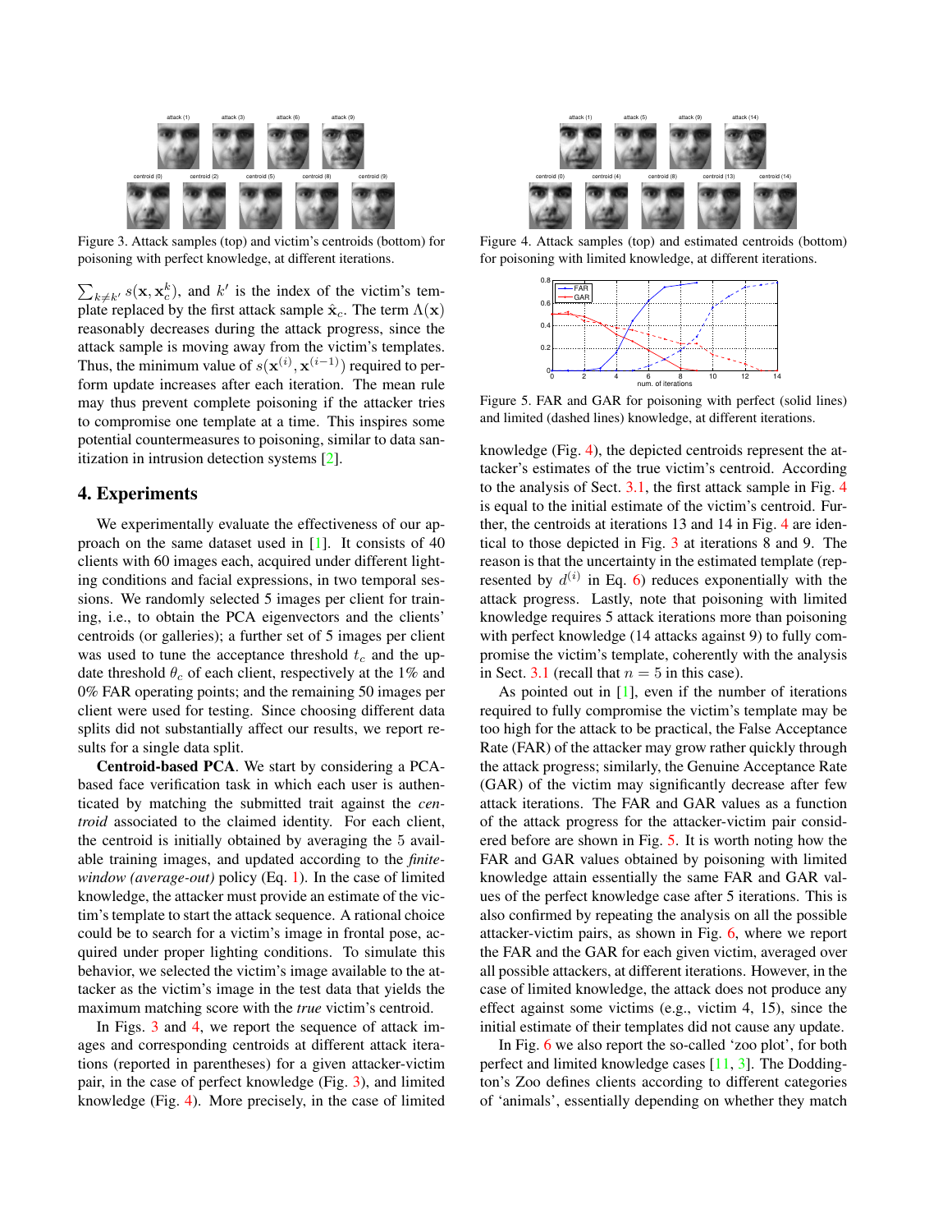Figure 3. Attack samples (top) and victim's centroids (bottom) for poisoning with perfect knowledge, at different iterations.

$\sum_{k \neq k'} s(\mathbf{x}, \mathbf{x}_c^k)$, and $k'$ is the index of the victim's template replaced by the first attack sample $\hat{\mathbf{x}}_c$. The term $\Lambda(\mathbf{x})$ reasonably decreases during the attack progress, since the attack sample is moving away from the victim's templates. Thus, the minimum value of $s(\mathbf{x}^{(i)}, \mathbf{x}^{(i-1)})$ required to perform update increases after each iteration. The mean rule may thus prevent complete poisoning if the attacker tries to compromise one template at a time. This inspires some potential countermeasures to poisoning, similar to data sanitization in intrusion detection systems [2].

## 4. Experiments

We experimentally evaluate the effectiveness of our approach on the same dataset used in [1]. It consists of 40 clients with 60 images each, acquired under different lighting conditions and facial expressions, in two temporal sessions. We randomly selected 5 images per client for training, i.e., to obtain the PCA eigenvectors and the clients' centroids (or galleries); a further set of 5 images per client was used to tune the acceptance threshold $t_c$ and the update threshold $\theta_c$ of each client, respectively at the 1% and 0% FAR operating points; and the remaining 50 images per client were used for testing. Since choosing different data splits did not substantially affect our results, we report results for a single data split.

**Centroid-based PCA**. We start by considering a PCA-based face verification task in which each user is authenticated by matching the submitted trait against the *centroid* associated to the claimed identity. For each client, the centroid is initially obtained by averaging the 5 available training images, and updated according to the ***finite-window (average-out)*** policy (Eq. 1). In the case of limited knowledge, the attacker must provide an estimate of the victim's template to start the attack sequence. A rational choice could be to search for a victim's image in frontal pose, acquired under proper lighting conditions. To simulate this behavior, we selected the victim's image available to the attacker as the victim's image in the test data that yields the maximum matching score with the *true* victim's centroid.

In Figs. 3 and 4, we report the sequence of attack images and corresponding centroids at different attack iterations (reported in parentheses) for a given attacker-victim pair, in the case of perfect knowledge (Fig. 3), and limited knowledge (Fig. 4). More precisely, in the case of limited

Figure 4. Attack samples (top) and estimated centroids (bottom) for poisoning with limited knowledge, at different iterations.

Figure 5. FAR and GAR for poisoning with perfect (solid lines) and limited (dashed lines) knowledge, at different iterations.

knowledge (Fig. 4), the depicted centroids represent the attacker's estimates of the true victim's centroid. According to the analysis of Sect. 3.1, the first attack sample in Fig. 4 is equal to the initial estimate of the victim's centroid. Further, the centroids at iterations 13 and 14 in Fig. 4 are identical to those depicted in Fig. 3 at iterations 8 and 9. The reason is that the uncertainty in the estimated template (represented by $d^{(i)}$ in Eq. 6) reduces exponentially with the attack progress. Lastly, note that poisoning with limited knowledge requires 5 attack iterations more than poisoning with perfect knowledge (14 attacks against 9) to fully compromise the victim's template, coherently with the analysis in Sect. 3.1 (recall that $n = 5$ in this case).

As pointed out in [1], even if the number of iterations required to fully compromise the victim's template may be too high for the attack to be practical, the False Acceptance Rate (FAR) of the attacker may grow rather quickly through the attack progress; similarly, the Genuine Acceptance Rate (GAR) of the victim may significantly decrease after few attack iterations. The FAR and GAR values as a function of the attack progress for the attacker-victim pair considered before are shown in Fig. 5. It is worth noting how the FAR and GAR values obtained by poisoning with limited knowledge attain essentially the same FAR and GAR values of the perfect knowledge case after 5 iterations. This is also confirmed by repeating the analysis on all the possible attacker-victim pairs, as shown in Fig. 6, where we report the FAR and the GAR for each given victim, averaged over all possible attackers, at different iterations. However, in the case of limited knowledge, the attack does not produce any effect against some victims (e.g., victim 4, 15), since the initial estimate of their templates did not cause any update.

In Fig. 6 we also report the so-called 'zoo plot', for both perfect and limited knowledge cases [11, 3]. The Doddington's Zoo defines clients according to different categories of 'animals', essentially depending on whether they match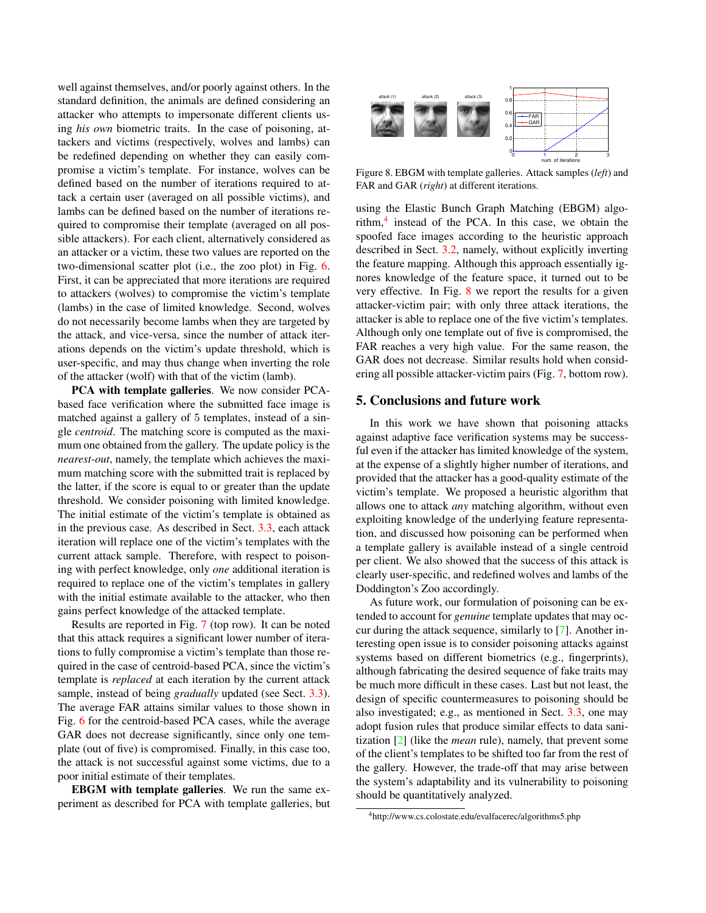well against themselves, and/or poorly against others. In the standard definition, the animals are defined considering an attacker who attempts to impersonate different clients using *his own* biometric traits. In the case of poisoning, attackers and victims (respectively, wolves and lambs) can be redefined depending on whether they can easily compromise a victim's template. For instance, wolves can be defined based on the number of iterations required to attack a certain user (averaged on all possible victims), and lambs can be defined based on the number of iterations required to compromise their template (averaged on all possible attackers). For each client, alternatively considered as an attacker or a victim, these two values are reported on the two-dimensional scatter plot (i.e., the zoo plot) in Fig. 6. First, it can be appreciated that more iterations are required to attackers (wolves) to compromise the victim's template (lambs) in the case of limited knowledge. Second, wolves do not necessarily become lambs when they are targeted by the attack, and vice-versa, since the number of attack iterations depends on the victim's update threshold, which is user-specific, and may thus change when inverting the role of the attacker (wolf) with that of the victim (lamb).

**PCA with template galleries**. We now consider PCA-based face verification where the submitted face image is matched against a gallery of 5 templates, instead of a single *centroid*. The matching score is computed as the maximum one obtained from the gallery. The update policy is the *nearest-out*, namely, the template which achieves the maximum matching score with the submitted trait is replaced by the latter, if the score is equal to or greater than the update threshold. We consider poisoning with limited knowledge. The initial estimate of the victim's template is obtained as in the previous case. As described in Sect. 3.3, each attack iteration will replace one of the victim's templates with the current attack sample. Therefore, with respect to poisoning with perfect knowledge, only *one* additional iteration is required to replace one of the victim's templates in gallery with the initial estimate available to the attacker, who then gains perfect knowledge of the attacked template.

Results are reported in Fig. 7 (top row). It can be noted that this attack requires a significant lower number of iterations to fully compromise a victim's template than those required in the case of centroid-based PCA, since the victim's template is *replaced* at each iteration by the current attack sample, instead of being *gradually* updated (see Sect. 3.3). The average FAR attains similar values to those shown in Fig. 6 for the centroid-based PCA cases, while the average GAR does not decrease significantly, since only one template (out of five) is compromised. Finally, in this case too, the attack is not successful against some victims, due to a poor initial estimate of their templates.

**EBGM with template galleries**. We run the same experiment as described for PCA with template galleries, but using the Elastic Bunch Graph Matching (EBGM) algorithm,[4] instead of the PCA. In this case, we obtain the spoofed face images according to the heuristic approach described in Sect. 3.2, namely, without explicitly inverting the feature mapping. Although this approach essentially ignores knowledge of the feature space, it turned out to be very effective. In Fig. 8 we report the results for a given attacker-victim pair; with only three attack iterations, the attacker is able to replace one of the five victim's templates. Although only one template out of five is compromised, the FAR reaches a very high value. For the same reason, the GAR does not decrease. Similar results hold when considering all possible attacker-victim pairs (Fig. 7, bottom row).

attack (1)
attack (2)
attack (3)
FAR
GAR
num. of iterations
0
0.2
0.4
0.6
0.8
1
0
1
2
3

Figure 8. EBGM with template galleries. Attack samples (*left*) and FAR and GAR (*right*) at different iterations.

## 5. Conclusions and future work

In this work we have shown that poisoning attacks against adaptive face verification systems may be successful even if the attacker has limited knowledge of the system, at the expense of a slightly higher number of iterations, and provided that the attacker has a good-quality estimate of the victim's template. We proposed a heuristic algorithm that allows one to attack *any* matching algorithm, without even exploiting knowledge of the underlying feature representation, and discussed how poisoning can be performed when a template gallery is available instead of a single centroid per client. We also showed that the success of this attack is clearly user-specific, and redefined wolves and lambs of the Doddington's Zoo accordingly.

As future work, our formulation of poisoning can be extended to account for *genuine* template updates that may occur during the attack sequence, similarly to [7]. Another interesting open issue is to consider poisoning attacks against systems based on different biometrics (e.g., fingerprints), although fabricating the desired sequence of fake traits may be much more difficult in these cases. Last but not least, the design of specific countermeasures to poisoning should be also investigated; e.g., as mentioned in Sect. 3.3, one may adopt fusion rules that produce similar effects to data sanitization [2] (like the *mean* rule), namely, that prevent some of the client's templates to be shifted too far from the rest of the gallery. However, the trade-off that may arise between the system's adaptability and its vulnerability to poisoning should be quantitatively analyzed.

[4] http://www.cs.colostate.edu/evalfacerec/algorithms5.php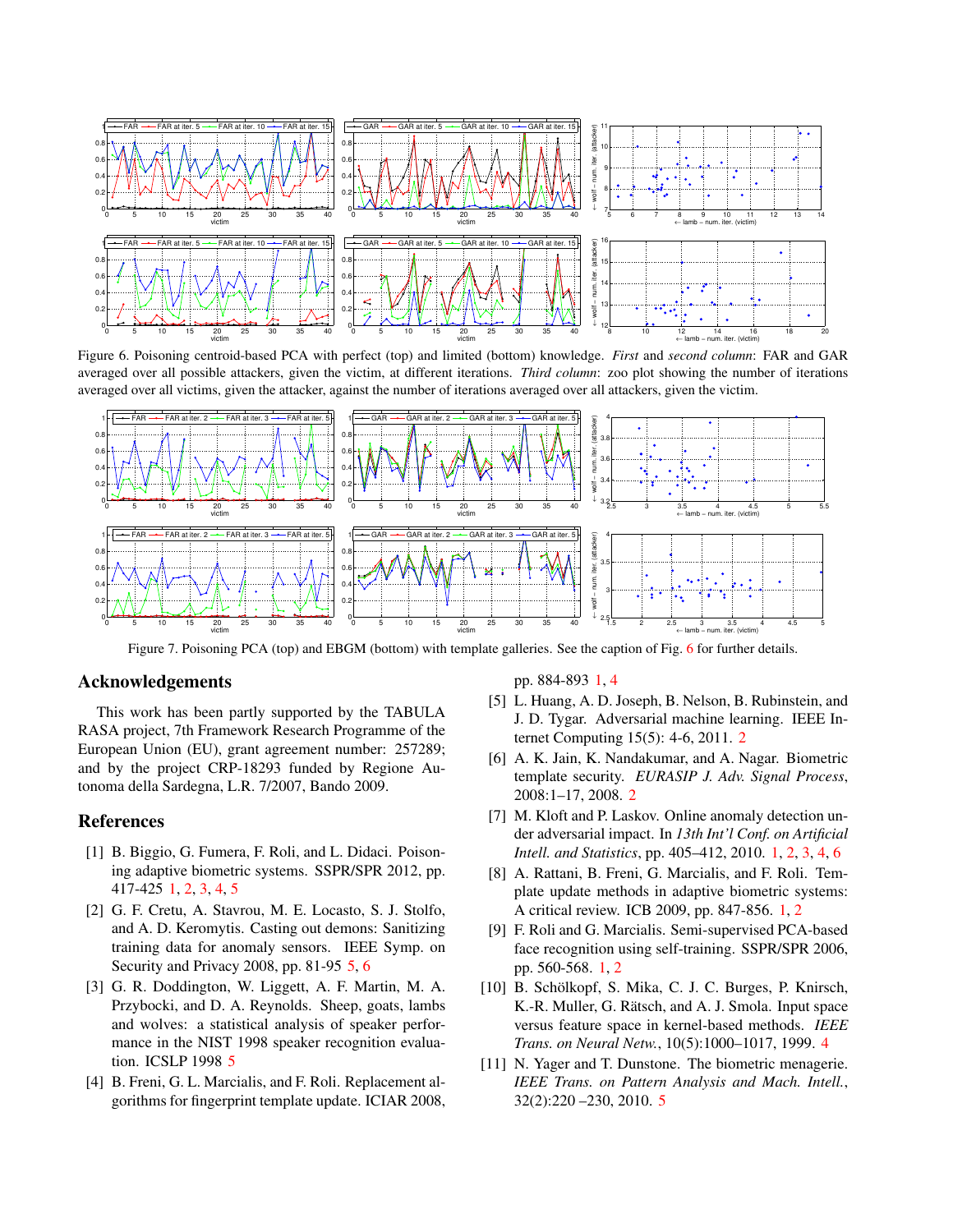— FAR — FAR at iter. 5 — FAR at iter. 10 — FAR at iter. 15

victim

— GAR — GAR at iter. 5 — GAR at iter. 10 — GAR at iter. 15

victim

← wolf – num. iter. (attacker)

← lamb – num. iter. (victim)

Figure 6. Poisoning centroid-based PCA with perfect (top) and limited (bottom) knowledge. *First* and *second column*: FAR and GAR averaged over all possible attackers, given the victim, at different iterations. *Third column*: zoo plot showing the number of iterations averaged over all victims, given the attacker, against the number of iterations averaged over all attackers, given the victim.

— FAR — FAR at iter. 2 — FAR at iter. 3 — FAR at iter. 5

victim

— GAR — GAR at iter. 2 — GAR at iter. 3 — GAR at iter. 5

victim

← wolf – num. iter. (attacker)

← lamb – num. iter. (victim)

Figure 7. Poisoning PCA (top) and EBGM (bottom) with template galleries. See the caption of Fig. 6 for further details.

## Acknowledgements

This work has been partly supported by the TABULA RASA project, 7th Framework Research Programme of the European Union (EU), grant agreement number: 257289; and by the project CRP-18293 funded by Regione Autonoma della Sardegna, L.R. 7/2007, Bando 2009.

## References

[1] B. Biggio, G. Fumera, F. Roli, and L. Didaci. Poisoning adaptive biometric systems. SSPR/SPR 2012, pp. 417-425 1, 2, 3, 4, 5

[2] G. F. Cretu, A. Stavrou, M. E. Locasto, S. J. Stolfo, and A. D. Keromytis. Casting out demons: Sanitizing training data for anomaly sensors. IEEE Symp. on Security and Privacy 2008, pp. 81-95 5, 6

[3] G. R. Doddington, W. Liggett, A. F. Martin, M. A. Przybocki, and D. A. Reynolds. Sheep, goats, lambs and wolves: a statistical analysis of speaker performance in the NIST 1998 speaker recognition evaluation. ICSLP 1998 5

[4] B. Freni, G. L. Marcialis, and F. Roli. Replacement algorithms for fingerprint template update. ICIAR 2008, pp. 884-893 1, 4

[5] L. Huang, A. D. Joseph, B. Nelson, B. Rubinstein, and J. D. Tygar. Adversarial machine learning. IEEE Internet Computing 15(5): 4-6, 2011. 2

[6] A. K. Jain, K. Nandakumar, and A. Nagar. Biometric template security. *EURASIP J. Adv. Signal Process*, 2008:1–17, 2008. 2

[7] M. Kloft and P. Laskov. Online anomaly detection under adversarial impact. In *13th Int'l Conf. on Artificial Intell. and Statistics*, pp. 405–412, 2010. 1, 2, 3, 4, 6

[8] A. Rattani, B. Freni, G. Marcialis, and F. Roli. Template update methods in adaptive biometric systems: A critical review. ICB 2009, pp. 847-856. 1, 2

[9] F. Roli and G. Marcialis. Semi-supervised PCA-based face recognition using self-training. SSPR/SPR 2006, pp. 560-568. 1, 2

[10] B. Schölkopf, S. Mika, C. J. C. Burges, P. Knirsch, K.-R. Muller, G. Rätsch, and A. J. Smola. Input space versus feature space in kernel-based methods. *IEEE Trans. on Neural Netw.*, 10(5):1000–1017, 1999. 4

[11] N. Yager and T. Dunstone. The biometric menagerie. *IEEE Trans. on Pattern Analysis and Mach. Intell.*, 32(2):220 –230, 2010. 5